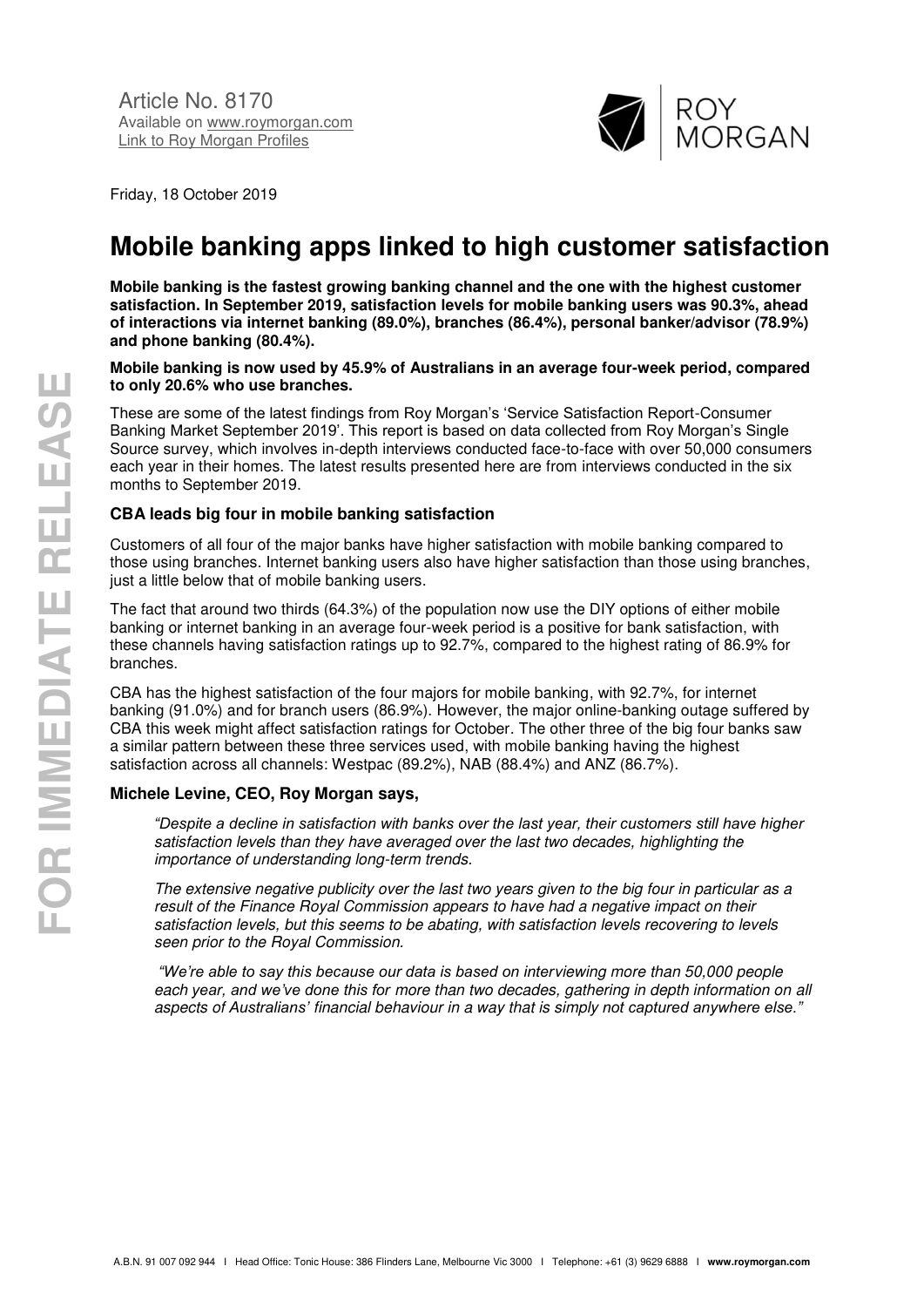Article No. 8170
Available on www.roymorgan.com
Link to Roy Morgan Profiles

Friday, 18 October 2019

# Mobile banking apps linked to high customer satisfaction

**Mobile banking is the fastest growing banking channel and the one with the highest customer satisfaction. In September 2019, satisfaction levels for mobile banking users was 90.3%, ahead of interactions via internet banking (89.0%), branches (86.4%), personal banker/advisor (78.9%) and phone banking (80.4%).**

**Mobile banking is now used by 45.9% of Australians in an average four-week period, compared to only 20.6% who use branches.**

These are some of the latest findings from Roy Morgan's 'Service Satisfaction Report-Consumer Banking Market September 2019'. This report is based on data collected from Roy Morgan's Single Source survey, which involves in-depth interviews conducted face-to-face with over 50,000 consumers each year in their homes. The latest results presented here are from interviews conducted in the six months to September 2019.

### CBA leads big four in mobile banking satisfaction

Customers of all four of the major banks have higher satisfaction with mobile banking compared to those using branches. Internet banking users also have higher satisfaction than those using branches, just a little below that of mobile banking users.

The fact that around two thirds (64.3%) of the population now use the DIY options of either mobile banking or internet banking in an average four-week period is a positive for bank satisfaction, with these channels having satisfaction ratings up to 92.7%, compared to the highest rating of 86.9% for branches.

CBA has the highest satisfaction of the four majors for mobile banking, with 92.7%, for internet banking (91.0%) and for branch users (86.9%). However, the major online-banking outage suffered by CBA this week might affect satisfaction ratings for October. The other three of the big four banks saw a similar pattern between these three services used, with mobile banking having the highest satisfaction across all channels: Westpac (89.2%), NAB (88.4%) and ANZ (86.7%).

### Michele Levine, CEO, Roy Morgan says,

*"Despite a decline in satisfaction with banks over the last year, their customers still have higher satisfaction levels than they have averaged over the last two decades, highlighting the importance of understanding long-term trends.*

*The extensive negative publicity over the last two years given to the big four in particular as a result of the Finance Royal Commission appears to have had a negative impact on their satisfaction levels, but this seems to be abating, with satisfaction levels recovering to levels seen prior to the Royal Commission.*

*"We're able to say this because our data is based on interviewing more than 50,000 people each year, and we've done this for more than two decades, gathering in depth information on all aspects of Australians' financial behaviour in a way that is simply not captured anywhere else."*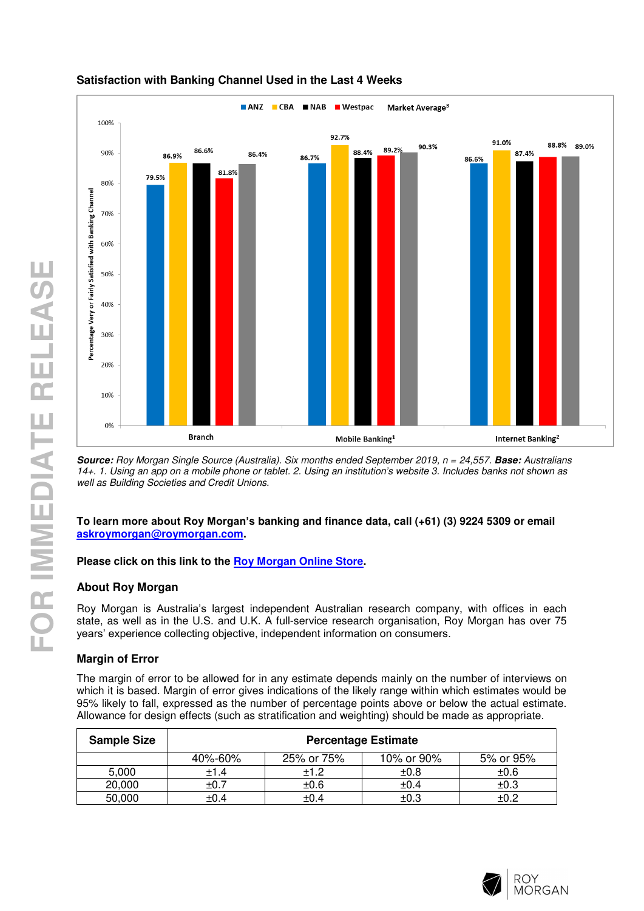**Satisfaction with Banking Channel Used in the Last 4 Weeks**

ANZ CBA NAB Westpac Market Average[3]

100%
90%
80%
70%
60%
50%
40%
30%
20%
10%
0%

Percentage Very or Fairly Satisfied with Banking Channel

Branch: 79.5% 86.9% 86.6% 81.8% 86.4%

Mobile Banking[1]: 86.7% 92.7% 88.4% 89.2% 90.3%

Internet Banking[2]: 86.6% 91.0% 87.4% 88.8% 89.0%

***Source:*** *Roy Morgan Single Source (Australia). Six months ended September 2019, n = 24,557.* ***Base:*** *Australians 14+. 1. Using an app on a mobile phone or tablet. 2. Using an institution's website 3. Includes banks not shown as well as Building Societies and Credit Unions.*

**To learn more about Roy Morgan's banking and finance data, call (+61) (3) 9224 5309 or email askroymorgan@roymorgan.com.**

**Please click on this link to the Roy Morgan Online Store.**

## About Roy Morgan

Roy Morgan is Australia's largest independent Australian research company, with offices in each state, as well as in the U.S. and U.K. A full-service research organisation, Roy Morgan has over 75 years' experience collecting objective, independent information on consumers.

## Margin of Error

The margin of error to be allowed for in any estimate depends mainly on the number of interviews on which it is based. Margin of error gives indications of the likely range within which estimates would be 95% likely to fall, expressed as the number of percentage points above or below the actual estimate. Allowance for design effects (such as stratification and weighting) should be made as appropriate.

| **Sample Size** | **Percentage Estimate** | | | |
|---|---|---|---|---|
| | 40%-60% | 25% or 75% | 10% or 90% | 5% or 95% |
| 5,000 | ±1.4 | ±1.2 | ±0.8 | ±0.6 |
| 20,000 | ±0.7 | ±0.6 | ±0.4 | ±0.3 |
| 50,000 | ±0.4 | ±0.4 | ±0.3 | ±0.2 |